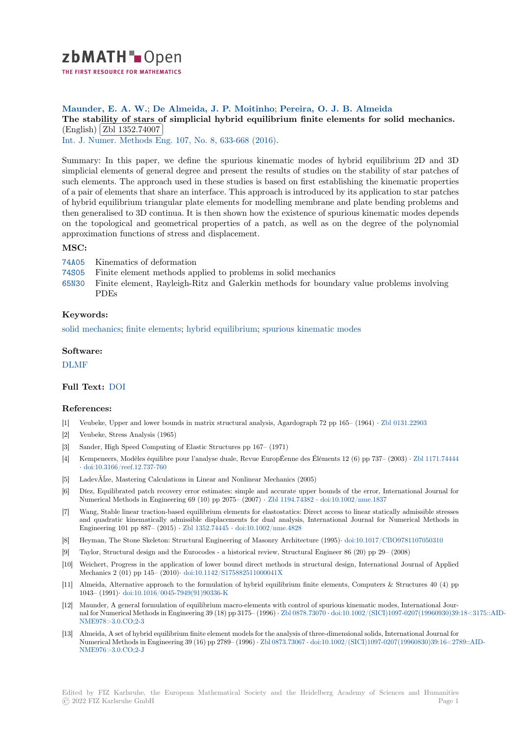zbMATH Open — THE FIRST RESOURCE FOR MATHEMATICS

**Maunder, E. A. W.; De Almeida, J. P. Moitinho; Pereira, O. J. B. Almeida**

**The stability of stars of simplicial hybrid equilibrium finite elements for solid mechanics.** (English) Zbl 1352.74007

Int. J. Numer. Methods Eng. 107, No. 8, 633-668 (2016).

Summary: In this paper, we define the spurious kinematic modes of hybrid equilibrium 2D and 3D simplicial elements of general degree and present the results of studies on the stability of star patches of such elements. The approach used in these studies is based on first establishing the kinematic properties of a pair of elements that share an interface. This approach is introduced by its application to star patches of hybrid equilibrium triangular plate elements for modelling membrane and plate bending problems and then generalised to 3D continua. It is then shown how the existence of spurious kinematic modes depends on the topological and geometrical properties of a patch, as well as on the degree of the polynomial approximation functions of stress and displacement.

### MSC:

- 74A05 Kinematics of deformation
- 74S05 Finite element methods applied to problems in solid mechanics
- 65N30 Finite element, Rayleigh-Ritz and Galerkin methods for boundary value problems involving PDEs

### Keywords:

solid mechanics; finite elements; hybrid equilibrium; spurious kinematic modes

### Software:

DLMF

### Full Text: DOI

### References:

[1] Veubeke, Upper and lower bounds in matrix structural analysis, Agardograph 72 pp 165– (1964) · Zbl 0131.22903

[2] Veubeke, Stress Analysis (1965)

[3] Sander, High Speed Computing of Elastic Structures pp 167– (1971)

[4] Kempeneers, Modèles équilibre pour l'analyse duale, Revue EuropÉenne des Éléments 12 (6) pp 737– (2003) · Zbl 1171.74444 · doi:10.3166/reef.12.737-760

[5] LadevÃÍze, Mastering Calculations in Linear and Nonlinear Mechanics (2005)

[6] Díez, Equilibrated patch recovery error estimates: simple and accurate upper bounds of the error, International Journal for Numerical Methods in Engineering 69 (10) pp 2075– (2007) · Zbl 1194.74382 · doi:10.1002/nme.1837

[7] Wang, Stable linear traction-based equilibrium elements for elastostatics: Direct access to linear statically admissible stresses and quadratic kinematically admissible displacements for dual analysis, International Journal for Numerical Methods in Engineering 101 pp 887– (2015) · Zbl 1352.74445 · doi:10.1002/nme.4828

[8] Heyman, The Stone Skeleton: Structural Engineering of Masonry Architecture (1995)· doi:10.1017/CBO9781107050310

[9] Taylor, Structural design and the Eurocodes - a historical review, Structural Engineer 86 (20) pp 29– (2008)

[10] Weichert, Progress in the application of lower bound direct methods in structural design, International Journal of Applied Mechanics 2 (01) pp 145– (2010)· doi:10.1142/S175882511000041X

[11] Almeida, Alternative approach to the formulation of hybrid equilibrium finite elements, Computers & Structures 40 (4) pp 1043– (1991)· doi:10.1016/0045-7949(91)90336-K

[12] Maunder, A general formulation of equilibrium macro-elements with control of spurious kinematic modes, International Journal for Numerical Methods in Engineering 39 (18) pp 3175– (1996) · Zbl 0878.73070 · doi:10.1002/(SICI)1097-0207(19960930)39:18<3175::AID-NME978>3.0.CO;2-3

[13] Almeida, A set of hybrid equilibrium finite element models for the analysis of three-dimensional solids, International Journal for Numerical Methods in Engineering 39 (16) pp 2789– (1996) · Zbl 0873.73067 · doi:10.1002/(SICI)1097-0207(19960830)39:16<2789::AID-NME976>3.0.CO;2-J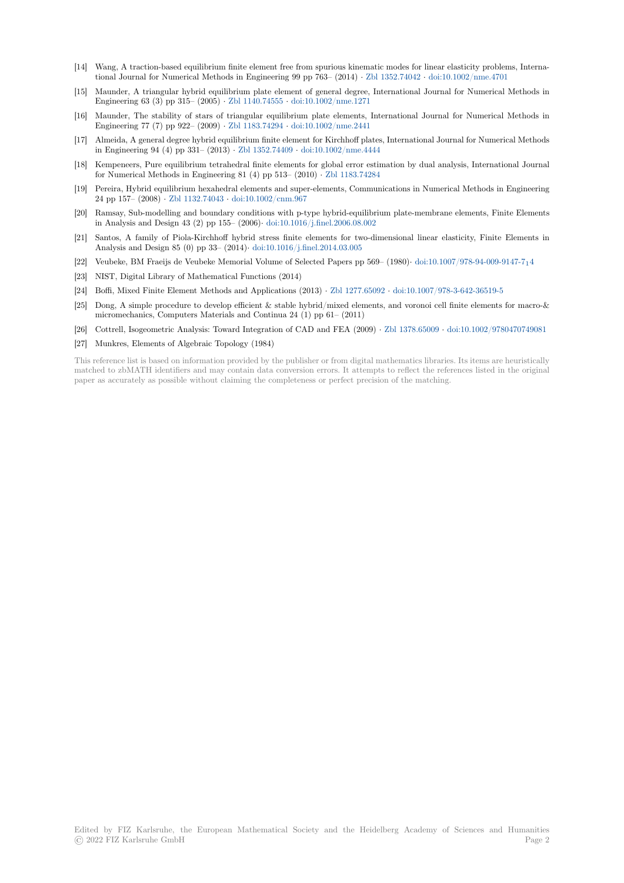[14] Wang, A traction-based equilibrium finite element free from spurious kinematic modes for linear elasticity problems, International Journal for Numerical Methods in Engineering 99 pp 763– (2014) · Zbl 1352.74042 · doi:10.1002/nme.4701

[15] Maunder, A triangular hybrid equilibrium plate element of general degree, International Journal for Numerical Methods in Engineering 63 (3) pp 315– (2005) · Zbl 1140.74555 · doi:10.1002/nme.1271

[16] Maunder, The stability of stars of triangular equilibrium plate elements, International Journal for Numerical Methods in Engineering 77 (7) pp 922– (2009) · Zbl 1183.74294 · doi:10.1002/nme.2441

[17] Almeida, A general degree hybrid equilibrium finite element for Kirchhoff plates, International Journal for Numerical Methods in Engineering 94 (4) pp 331– (2013) · Zbl 1352.74409 · doi:10.1002/nme.4444

[18] Kempeneers, Pure equilibrium tetrahedral finite elements for global error estimation by dual analysis, International Journal for Numerical Methods in Engineering 81 (4) pp 513– (2010) · Zbl 1183.74284

[19] Pereira, Hybrid equilibrium hexahedral elements and super-elements, Communications in Numerical Methods in Engineering 24 pp 157– (2008) · Zbl 1132.74043 · doi:10.1002/cnm.967

[20] Ramsay, Sub-modelling and boundary conditions with p-type hybrid-equilibrium plate-membrane elements, Finite Elements in Analysis and Design 43 (2) pp 155– (2006)· doi:10.1016/j.finel.2006.08.002

[21] Santos, A family of Piola-Kirchhoff hybrid stress finite elements for two-dimensional linear elasticity, Finite Elements in Analysis and Design 85 (0) pp 33– (2014)· doi:10.1016/j.finel.2014.03.005

[22] Veubeke, BM Fraeijs de Veubeke Memorial Volume of Selected Papers pp 569– (1980)· doi:10.1007/978-94-009-9147-7_14

[23] NIST, Digital Library of Mathematical Functions (2014)

[24] Boffi, Mixed Finite Element Methods and Applications (2013) · Zbl 1277.65092 · doi:10.1007/978-3-642-36519-5

[25] Dong, A simple procedure to develop efficient & stable hybrid/mixed elements, and voronoi cell finite elements for macro-& micromechanics, Computers Materials and Continua 24 (1) pp 61– (2011)

[26] Cottrell, Isogeometric Analysis: Toward Integration of CAD and FEA (2009) · Zbl 1378.65009 · doi:10.1002/9780470749081

[27] Munkres, Elements of Algebraic Topology (1984)

This reference list is based on information provided by the publisher or from digital mathematics libraries. Its items are heuristically matched to zbMATH identifiers and may contain data conversion errors. It attempts to reflect the references listed in the original paper as accurately as possible without claiming the completeness or perfect precision of the matching.

Edited by FIZ Karlsruhe, the European Mathematical Society and the Heidelberg Academy of Sciences and Humanities
© 2022 FIZ Karlsruhe GmbH